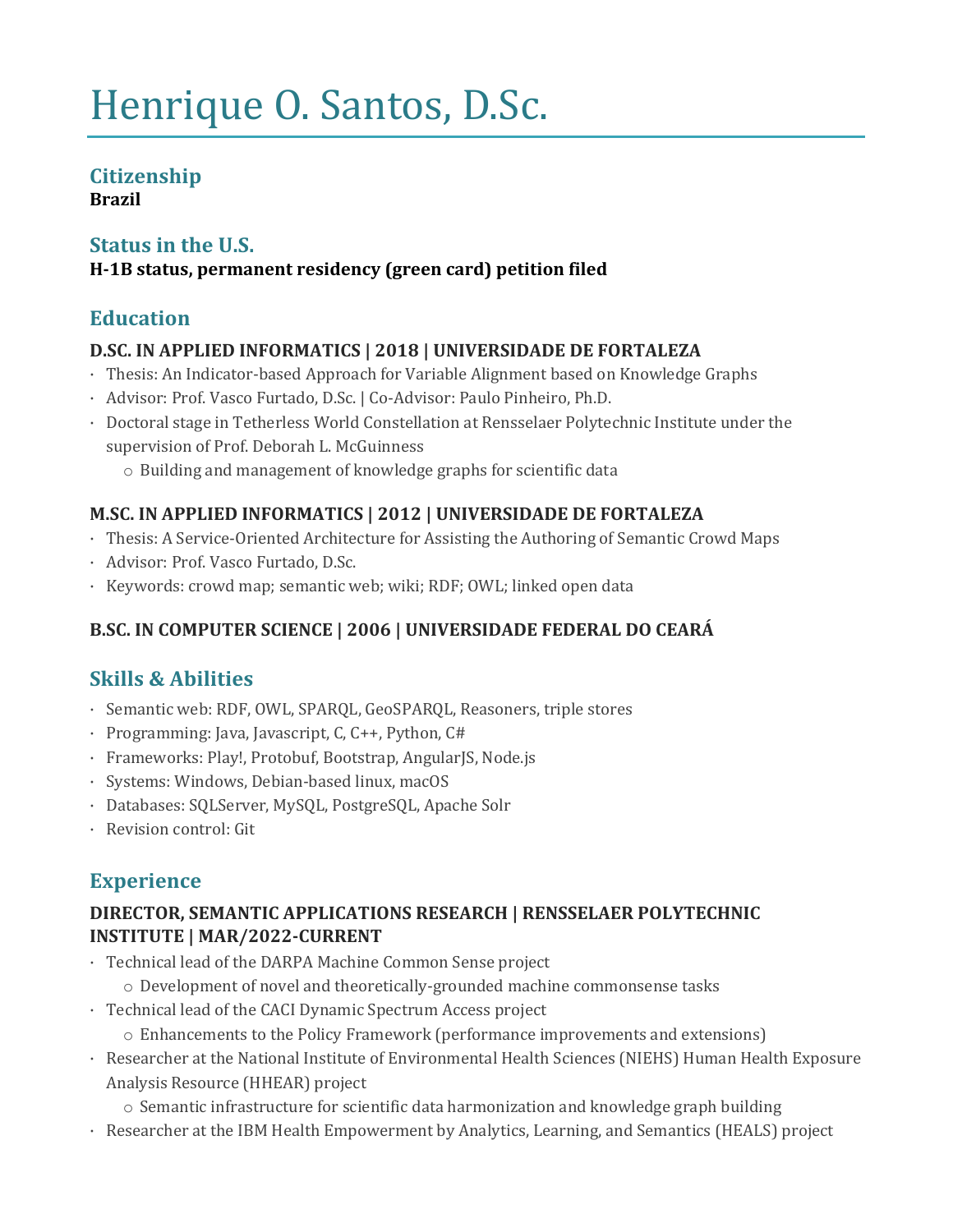# Henrique O. Santos, D.Sc.

## Citizenship

**Brazil**

## Status in the U.S.

**H-1B status, permanent residency (green card) petition filed**

## Education

### D.SC. IN APPLIED INFORMATICS | 2018 | UNIVERSIDADE DE FORTALEZA

- Thesis: An Indicator-based Approach for Variable Alignment based on Knowledge Graphs
- Advisor: Prof. Vasco Furtado, D.Sc. | Co-Advisor: Paulo Pinheiro, Ph.D.
- Doctoral stage in Tetherless World Constellation at Rensselaer Polytechnic Institute under the supervision of Prof. Deborah L. McGuinness
  - Building and management of knowledge graphs for scientific data

### M.SC. IN APPLIED INFORMATICS | 2012 | UNIVERSIDADE DE FORTALEZA

- Thesis: A Service-Oriented Architecture for Assisting the Authoring of Semantic Crowd Maps
- Advisor: Prof. Vasco Furtado, D.Sc.
- Keywords: crowd map; semantic web; wiki; RDF; OWL; linked open data

### B.SC. IN COMPUTER SCIENCE | 2006 | UNIVERSIDADE FEDERAL DO CEARÁ

## Skills & Abilities

- Semantic web: RDF, OWL, SPARQL, GeoSPARQL, Reasoners, triple stores
- Programming: Java, Javascript, C, C++, Python, C#
- Frameworks: Play!, Protobuf, Bootstrap, AngularJS, Node.js
- Systems: Windows, Debian-based linux, macOS
- Databases: SQLServer, MySQL, PostgreSQL, Apache Solr
- Revision control: Git

## Experience

### DIRECTOR, SEMANTIC APPLICATIONS RESEARCH | RENSSELAER POLYTECHNIC INSTITUTE | MAR/2022-CURRENT

- Technical lead of the DARPA Machine Common Sense project
  - Development of novel and theoretically-grounded machine commonsense tasks
- Technical lead of the CACI Dynamic Spectrum Access project
  - Enhancements to the Policy Framework (performance improvements and extensions)
- Researcher at the National Institute of Environmental Health Sciences (NIEHS) Human Health Exposure Analysis Resource (HHEAR) project
  - Semantic infrastructure for scientific data harmonization and knowledge graph building
- Researcher at the IBM Health Empowerment by Analytics, Learning, and Semantics (HEALS) project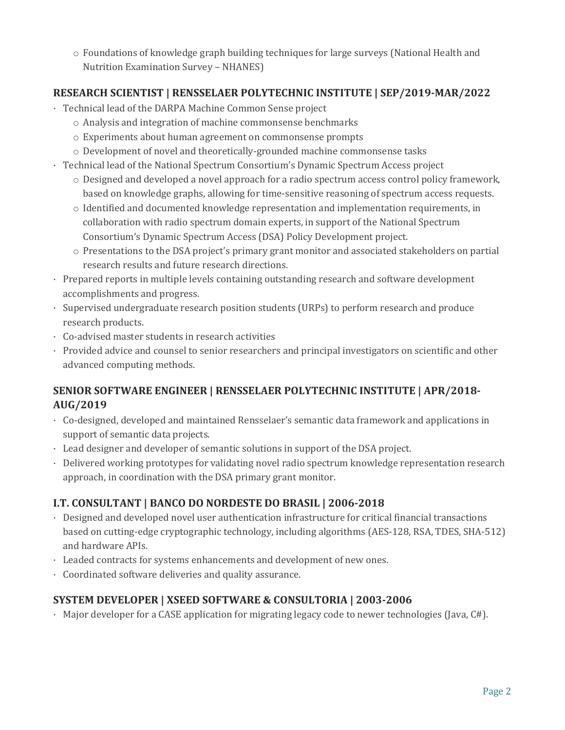- Foundations of knowledge graph building techniques for large surveys (National Health and Nutrition Examination Survey – NHANES)

### RESEARCH SCIENTIST | RENSSELAER POLYTECHNIC INSTITUTE | SEP/2019-MAR/2022

- Technical lead of the DARPA Machine Common Sense project
  - Analysis and integration of machine commonsense benchmarks
  - Experiments about human agreement on commonsense prompts
  - Development of novel and theoretically-grounded machine commonsense tasks
- Technical lead of the National Spectrum Consortium's Dynamic Spectrum Access project
  - Designed and developed a novel approach for a radio spectrum access control policy framework, based on knowledge graphs, allowing for time-sensitive reasoning of spectrum access requests.
  - Identified and documented knowledge representation and implementation requirements, in collaboration with radio spectrum domain experts, in support of the National Spectrum Consortium's Dynamic Spectrum Access (DSA) Policy Development project.
  - Presentations to the DSA project's primary grant monitor and associated stakeholders on partial research results and future research directions.
- Prepared reports in multiple levels containing outstanding research and software development accomplishments and progress.
- Supervised undergraduate research position students (URPs) to perform research and produce research products.
- Co-advised master students in research activities
- Provided advice and counsel to senior researchers and principal investigators on scientific and other advanced computing methods.

### SENIOR SOFTWARE ENGINEER | RENSSELAER POLYTECHNIC INSTITUTE | APR/2018-AUG/2019

- Co-designed, developed and maintained Rensselaer's semantic data framework and applications in support of semantic data projects.
- Lead designer and developer of semantic solutions in support of the DSA project.
- Delivered working prototypes for validating novel radio spectrum knowledge representation research approach, in coordination with the DSA primary grant monitor.

### I.T. CONSULTANT | BANCO DO NORDESTE DO BRASIL | 2006-2018

- Designed and developed novel user authentication infrastructure for critical financial transactions based on cutting-edge cryptographic technology, including algorithms (AES-128, RSA, TDES, SHA-512) and hardware APIs.
- Leaded contracts for systems enhancements and development of new ones.
- Coordinated software deliveries and quality assurance.

### SYSTEM DEVELOPER | XSEED SOFTWARE & CONSULTORIA | 2003-2006

- Major developer for a CASE application for migrating legacy code to newer technologies (Java, C#).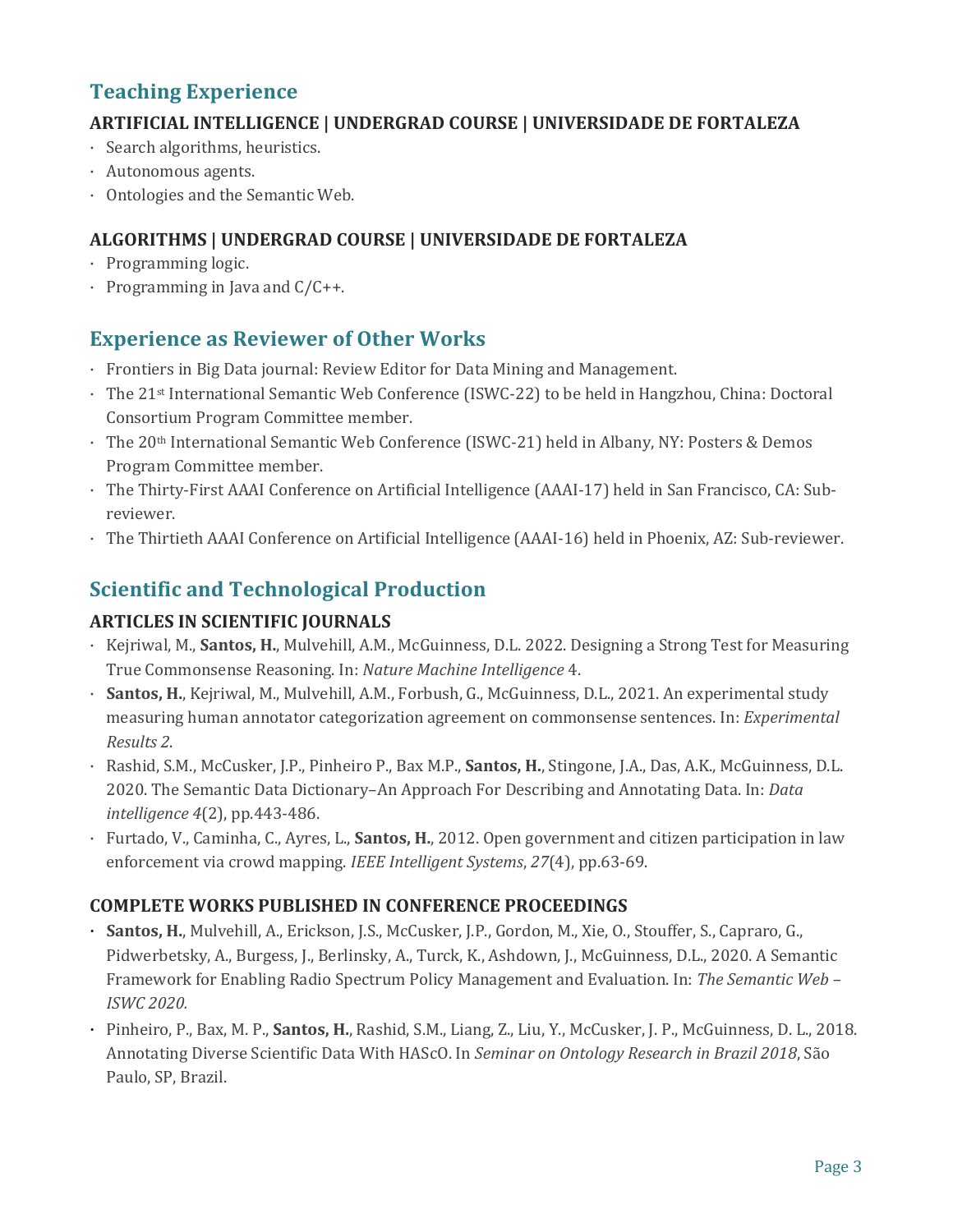## Teaching Experience

### ARTIFICIAL INTELLIGENCE | UNDERGRAD COURSE | UNIVERSIDADE DE FORTALEZA

- Search algorithms, heuristics.
- Autonomous agents.
- Ontologies and the Semantic Web.

### ALGORITHMS | UNDERGRAD COURSE | UNIVERSIDADE DE FORTALEZA

- Programming logic.
- Programming in Java and C/C++.

## Experience as Reviewer of Other Works

- Frontiers in Big Data journal: Review Editor for Data Mining and Management.
- The 21st International Semantic Web Conference (ISWC-22) to be held in Hangzhou, China: Doctoral Consortium Program Committee member.
- The 20th International Semantic Web Conference (ISWC-21) held in Albany, NY: Posters & Demos Program Committee member.
- The Thirty-First AAAI Conference on Artificial Intelligence (AAAI-17) held in San Francisco, CA: Sub-reviewer.
- The Thirtieth AAAI Conference on Artificial Intelligence (AAAI-16) held in Phoenix, AZ: Sub-reviewer.

## Scientific and Technological Production

### ARTICLES IN SCIENTIFIC JOURNALS

- Kejriwal, M., **Santos, H.**, Mulvehill, A.M., McGuinness, D.L. 2022. Designing a Strong Test for Measuring True Commonsense Reasoning. In: *Nature Machine Intelligence* 4.
- **Santos, H.**, Kejriwal, M., Mulvehill, A.M., Forbush, G., McGuinness, D.L., 2021. An experimental study measuring human annotator categorization agreement on commonsense sentences. In: *Experimental Results 2*.
- Rashid, S.M., McCusker, J.P., Pinheiro P., Bax M.P., **Santos, H.**, Stingone, J.A., Das, A.K., McGuinness, D.L. 2020. The Semantic Data Dictionary–An Approach For Describing and Annotating Data. In: *Data intelligence 4*(2), pp.443-486.
- Furtado, V., Caminha, C., Ayres, L., **Santos, H.**, 2012. Open government and citizen participation in law enforcement via crowd mapping. *IEEE Intelligent Systems*, *27*(4), pp.63-69.

### COMPLETE WORKS PUBLISHED IN CONFERENCE PROCEEDINGS

- **Santos, H.**, Mulvehill, A., Erickson, J.S., McCusker, J.P., Gordon, M., Xie, O., Stouffer, S., Capraro, G., Pidwerbetsky, A., Burgess, J., Berlinsky, A., Turck, K., Ashdown, J., McGuinness, D.L., 2020. A Semantic Framework for Enabling Radio Spectrum Policy Management and Evaluation. In: *The Semantic Web – ISWC 2020.*
- Pinheiro, P., Bax, M. P., **Santos, H.**, Rashid, S.M., Liang, Z., Liu, Y., McCusker, J. P., McGuinness, D. L., 2018. Annotating Diverse Scientific Data With HAScO. In *Seminar on Ontology Research in Brazil 2018*, São Paulo, SP, Brazil.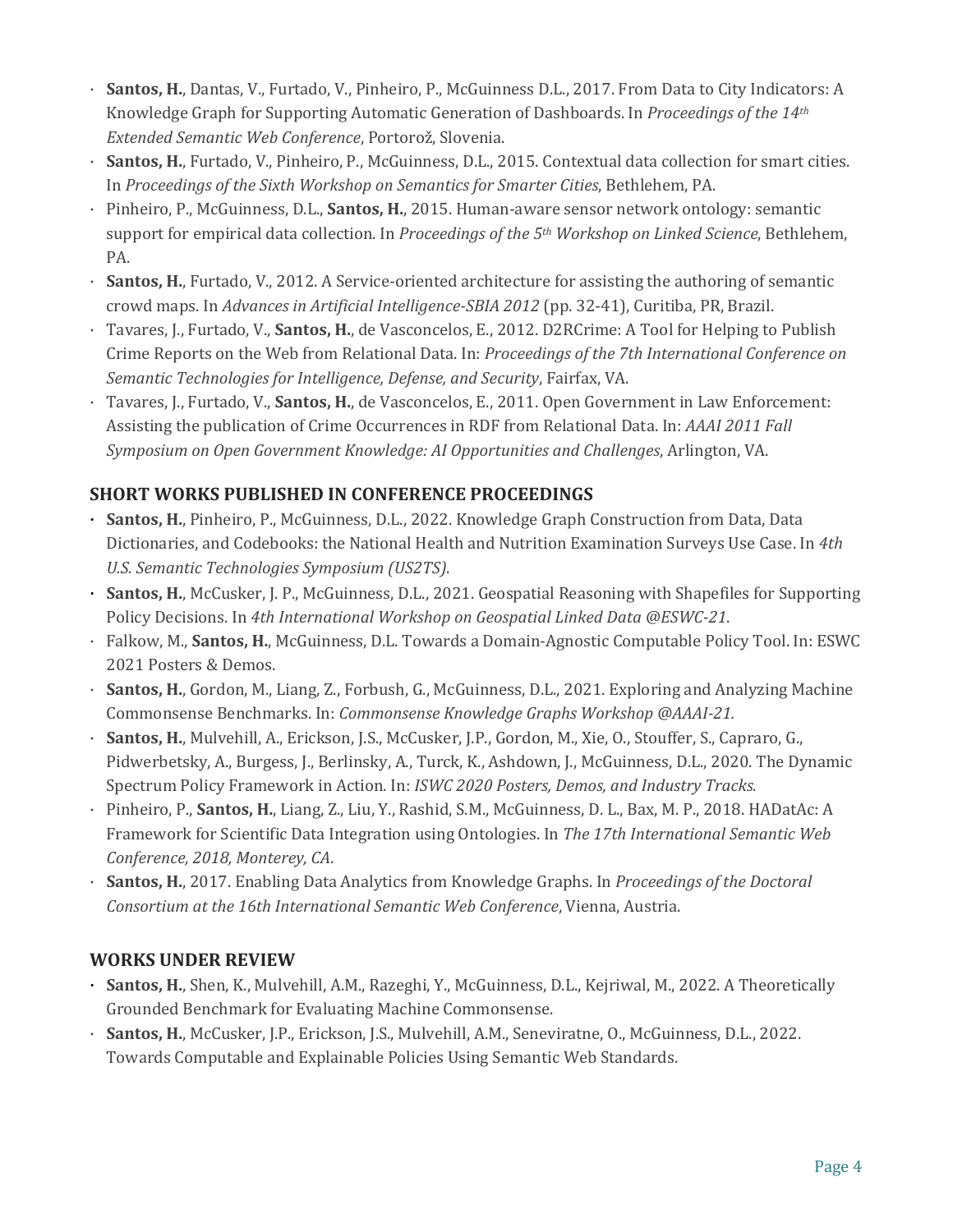- **Santos, H.**, Dantas, V., Furtado, V., Pinheiro, P., McGuinness D.L., 2017. From Data to City Indicators: A Knowledge Graph for Supporting Automatic Generation of Dashboards. In *Proceedings of the 14th Extended Semantic Web Conference*, Portorož, Slovenia.
- **Santos, H.**, Furtado, V., Pinheiro, P., McGuinness, D.L., 2015. Contextual data collection for smart cities. In *Proceedings of the Sixth Workshop on Semantics for Smarter Cities*, Bethlehem, PA.
- Pinheiro, P., McGuinness, D.L., **Santos, H.**, 2015. Human-aware sensor network ontology: semantic support for empirical data collection. In *Proceedings of the 5th Workshop on Linked Science*, Bethlehem, PA.
- **Santos, H.**, Furtado, V., 2012. A Service-oriented architecture for assisting the authoring of semantic crowd maps. In *Advances in Artificial Intelligence-SBIA 2012* (pp. 32-41), Curitiba, PR, Brazil.
- Tavares, J., Furtado, V., **Santos, H.**, de Vasconcelos, E., 2012. D2RCrime: A Tool for Helping to Publish Crime Reports on the Web from Relational Data. In: *Proceedings of the 7th International Conference on Semantic Technologies for Intelligence, Defense, and Security*, Fairfax, VA.
- Tavares, J., Furtado, V., **Santos, H.**, de Vasconcelos, E., 2011. Open Government in Law Enforcement: Assisting the publication of Crime Occurrences in RDF from Relational Data. In: *AAAI 2011 Fall Symposium on Open Government Knowledge: AI Opportunities and Challenges*, Arlington, VA.

## SHORT WORKS PUBLISHED IN CONFERENCE PROCEEDINGS

- **Santos, H.**, Pinheiro, P., McGuinness, D.L., 2022. Knowledge Graph Construction from Data, Data Dictionaries, and Codebooks: the National Health and Nutrition Examination Surveys Use Case. In *4th U.S. Semantic Technologies Symposium (US2TS)*.
- **Santos, H.**, McCusker, J. P., McGuinness, D.L., 2021. Geospatial Reasoning with Shapefiles for Supporting Policy Decisions. In *4th International Workshop on Geospatial Linked Data @ESWC-21*.
- Falkow, M., **Santos, H.**, McGuinness, D.L. Towards a Domain-Agnostic Computable Policy Tool. In: ESWC 2021 Posters & Demos.
- **Santos, H.**, Gordon, M., Liang, Z., Forbush, G., McGuinness, D.L., 2021. Exploring and Analyzing Machine Commonsense Benchmarks. In: *Commonsense Knowledge Graphs Workshop @AAAI-21.*
- **Santos, H.**, Mulvehill, A., Erickson, J.S., McCusker, J.P., Gordon, M., Xie, O., Stouffer, S., Capraro, G., Pidwerbetsky, A., Burgess, J., Berlinsky, A., Turck, K., Ashdown, J., McGuinness, D.L., 2020. The Dynamic Spectrum Policy Framework in Action. In: *ISWC 2020 Posters, Demos, and Industry Tracks.*
- Pinheiro, P., **Santos, H.**, Liang, Z., Liu, Y., Rashid, S.M., McGuinness, D. L., Bax, M. P., 2018. HADatAc: A Framework for Scientific Data Integration using Ontologies. In *The 17th International Semantic Web Conference, 2018, Monterey, CA*.
- **Santos, H.**, 2017. Enabling Data Analytics from Knowledge Graphs. In *Proceedings of the Doctoral Consortium at the 16th International Semantic Web Conference*, Vienna, Austria.

## WORKS UNDER REVIEW

- **Santos, H.**, Shen, K., Mulvehill, A.M., Razeghi, Y., McGuinness, D.L., Kejriwal, M., 2022. A Theoretically Grounded Benchmark for Evaluating Machine Commonsense.
- **Santos, H.**, McCusker, J.P., Erickson, J.S., Mulvehill, A.M., Seneviratne, O., McGuinness, D.L., 2022. Towards Computable and Explainable Policies Using Semantic Web Standards.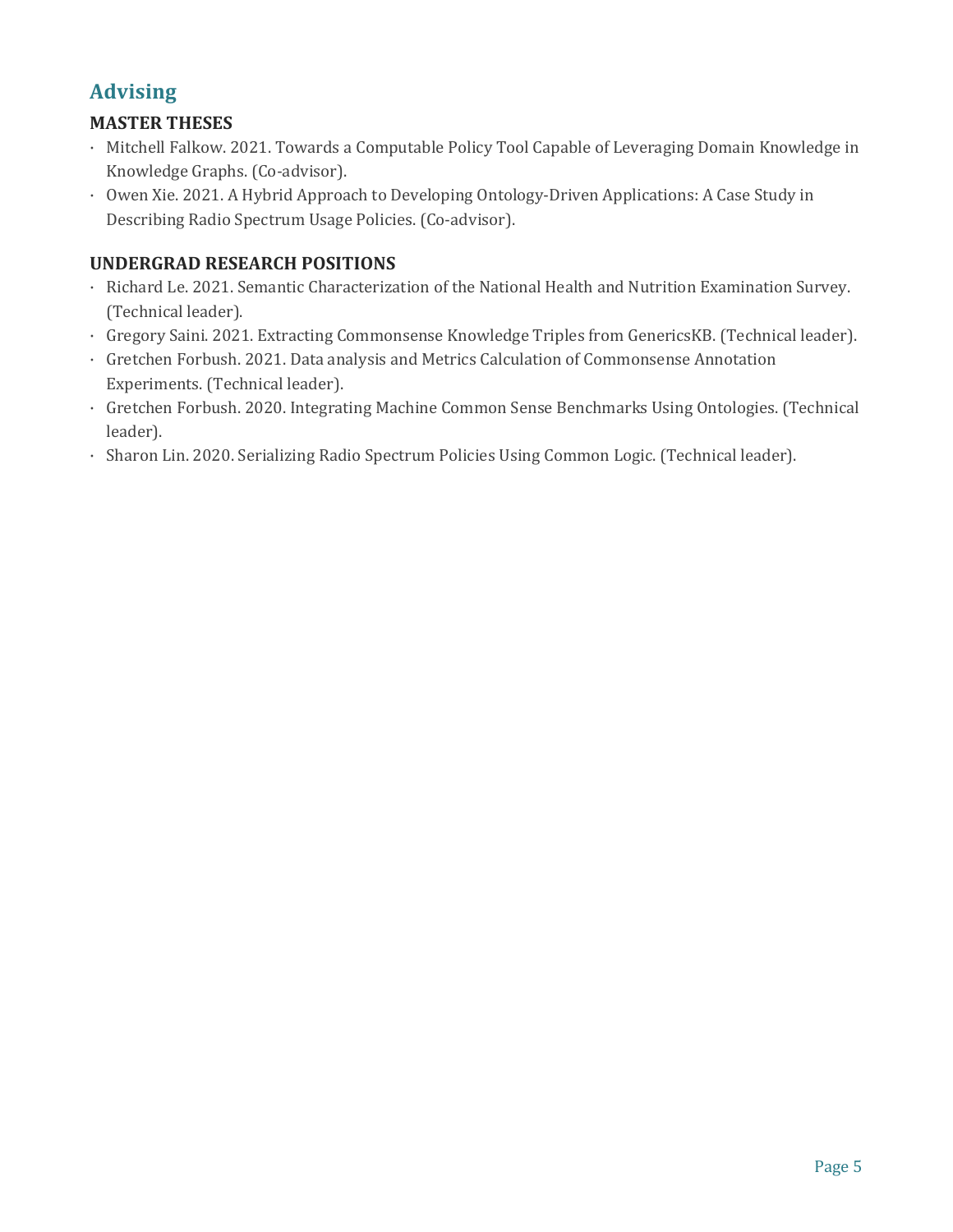## Advising

### MASTER THESES

- Mitchell Falkow. 2021. Towards a Computable Policy Tool Capable of Leveraging Domain Knowledge in Knowledge Graphs. (Co-advisor).
- Owen Xie. 2021. A Hybrid Approach to Developing Ontology-Driven Applications: A Case Study in Describing Radio Spectrum Usage Policies. (Co-advisor).

### UNDERGRAD RESEARCH POSITIONS

- Richard Le. 2021. Semantic Characterization of the National Health and Nutrition Examination Survey. (Technical leader).
- Gregory Saini. 2021. Extracting Commonsense Knowledge Triples from GenericsKB. (Technical leader).
- Gretchen Forbush. 2021. Data analysis and Metrics Calculation of Commonsense Annotation Experiments. (Technical leader).
- Gretchen Forbush. 2020. Integrating Machine Common Sense Benchmarks Using Ontologies. (Technical leader).
- Sharon Lin. 2020. Serializing Radio Spectrum Policies Using Common Logic. (Technical leader).